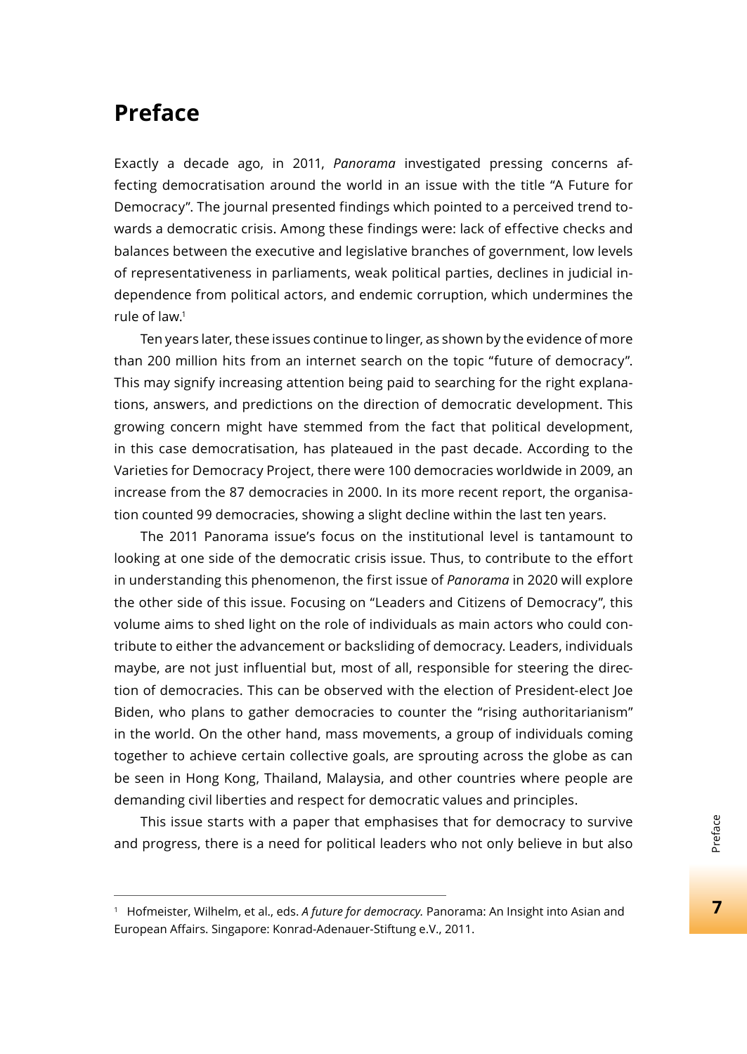# Preface

Exactly a decade ago, in 2011, *Panorama* investigated pressing concerns affecting democratisation around the world in an issue with the title "A Future for Democracy". The journal presented findings which pointed to a perceived trend towards a democratic crisis. Among these findings were: lack of effective checks and balances between the executive and legislative branches of government, low levels of representativeness in parliaments, weak political parties, declines in judicial independence from political actors, and endemic corruption, which undermines the rule of law.[1]

Ten years later, these issues continue to linger, as shown by the evidence of more than 200 million hits from an internet search on the topic "future of democracy". This may signify increasing attention being paid to searching for the right explanations, answers, and predictions on the direction of democratic development. This growing concern might have stemmed from the fact that political development, in this case democratisation, has plateaued in the past decade. According to the Varieties for Democracy Project, there were 100 democracies worldwide in 2009, an increase from the 87 democracies in 2000. In its more recent report, the organisation counted 99 democracies, showing a slight decline within the last ten years.

The 2011 Panorama issue's focus on the institutional level is tantamount to looking at one side of the democratic crisis issue. Thus, to contribute to the effort in understanding this phenomenon, the first issue of *Panorama* in 2020 will explore the other side of this issue. Focusing on "Leaders and Citizens of Democracy", this volume aims to shed light on the role of individuals as main actors who could contribute to either the advancement or backsliding of democracy. Leaders, individuals maybe, are not just influential but, most of all, responsible for steering the direction of democracies. This can be observed with the election of President-elect Joe Biden, who plans to gather democracies to counter the "rising authoritarianism" in the world. On the other hand, mass movements, a group of individuals coming together to achieve certain collective goals, are sprouting across the globe as can be seen in Hong Kong, Thailand, Malaysia, and other countries where people are demanding civil liberties and respect for democratic values and principles.

This issue starts with a paper that emphasises that for democracy to survive and progress, there is a need for political leaders who not only believe in but also

---

[1] Hofmeister, Wilhelm, et al., eds. *A future for democracy.* Panorama: An Insight into Asian and European Affairs. Singapore: Konrad-Adenauer-Stiftung e.V., 2011.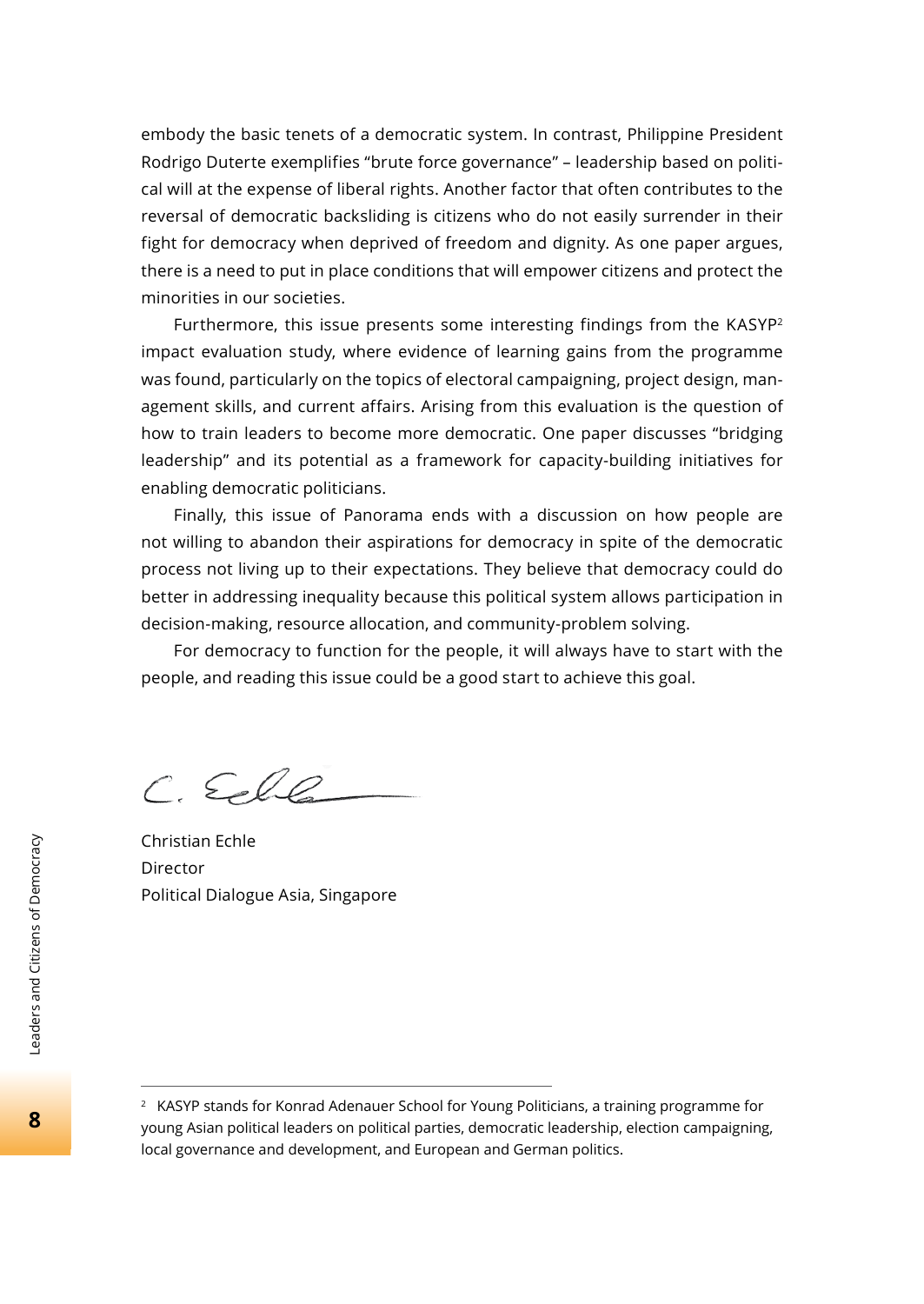embody the basic tenets of a democratic system. In contrast, Philippine President Rodrigo Duterte exemplifies "brute force governance" – leadership based on political will at the expense of liberal rights. Another factor that often contributes to the reversal of democratic backsliding is citizens who do not easily surrender in their fight for democracy when deprived of freedom and dignity. As one paper argues, there is a need to put in place conditions that will empower citizens and protect the minorities in our societies.

Furthermore, this issue presents some interesting findings from the KASYP[2] impact evaluation study, where evidence of learning gains from the programme was found, particularly on the topics of electoral campaigning, project design, management skills, and current affairs. Arising from this evaluation is the question of how to train leaders to become more democratic. One paper discusses "bridging leadership" and its potential as a framework for capacity-building initiatives for enabling democratic politicians.

Finally, this issue of Panorama ends with a discussion on how people are not willing to abandon their aspirations for democracy in spite of the democratic process not living up to their expectations. They believe that democracy could do better in addressing inequality because this political system allows participation in decision-making, resource allocation, and community-problem solving.

For democracy to function for the people, it will always have to start with the people, and reading this issue could be a good start to achieve this goal.

Christian Echle
Director
Political Dialogue Asia, Singapore

---

[2] KASYP stands for Konrad Adenauer School for Young Politicians, a training programme for young Asian political leaders on political parties, democratic leadership, election campaigning, local governance and development, and European and German politics.